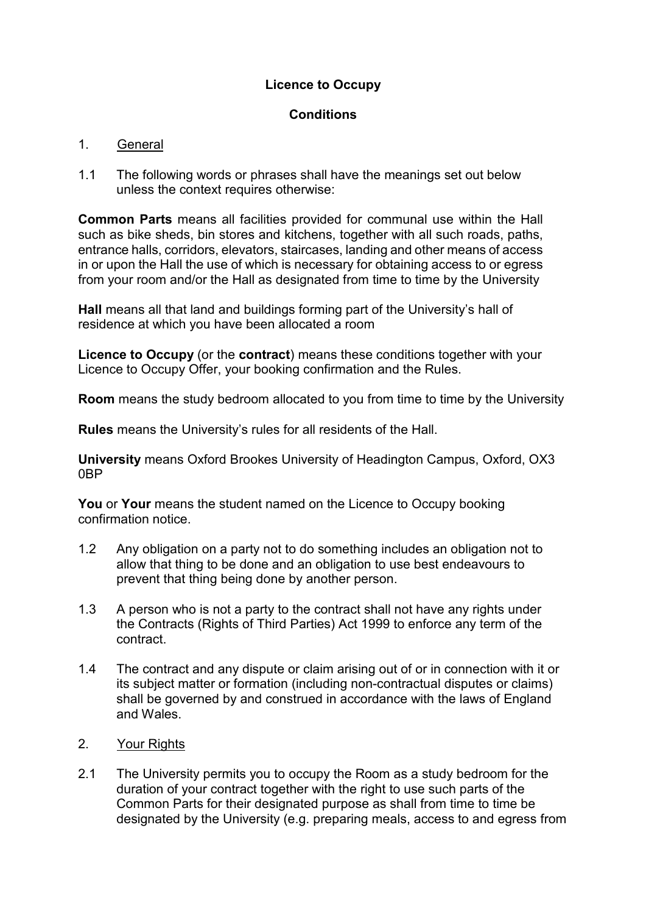# Licence to Occupy

## Conditions

1. General

1.1 The following words or phrases shall have the meanings set out below unless the context requires otherwise:

**Common Parts** means all facilities provided for communal use within the Hall such as bike sheds, bin stores and kitchens, together with all such roads, paths, entrance halls, corridors, elevators, staircases, landing and other means of access in or upon the Hall the use of which is necessary for obtaining access to or egress from your room and/or the Hall as designated from time to time by the University

**Hall** means all that land and buildings forming part of the University's hall of residence at which you have been allocated a room

**Licence to Occupy** (or the **contract**) means these conditions together with your Licence to Occupy Offer, your booking confirmation and the Rules.

**Room** means the study bedroom allocated to you from time to time by the University

**Rules** means the University's rules for all residents of the Hall.

**University** means Oxford Brookes University of Headington Campus, Oxford, OX3 0BP

**You** or **Your** means the student named on the Licence to Occupy booking confirmation notice.

1.2 Any obligation on a party not to do something includes an obligation not to allow that thing to be done and an obligation to use best endeavours to prevent that thing being done by another person.

1.3 A person who is not a party to the contract shall not have any rights under the Contracts (Rights of Third Parties) Act 1999 to enforce any term of the contract.

1.4 The contract and any dispute or claim arising out of or in connection with it or its subject matter or formation (including non-contractual disputes or claims) shall be governed by and construed in accordance with the laws of England and Wales.

2. Your Rights

2.1 The University permits you to occupy the Room as a study bedroom for the duration of your contract together with the right to use such parts of the Common Parts for their designated purpose as shall from time to time be designated by the University (e.g. preparing meals, access to and egress from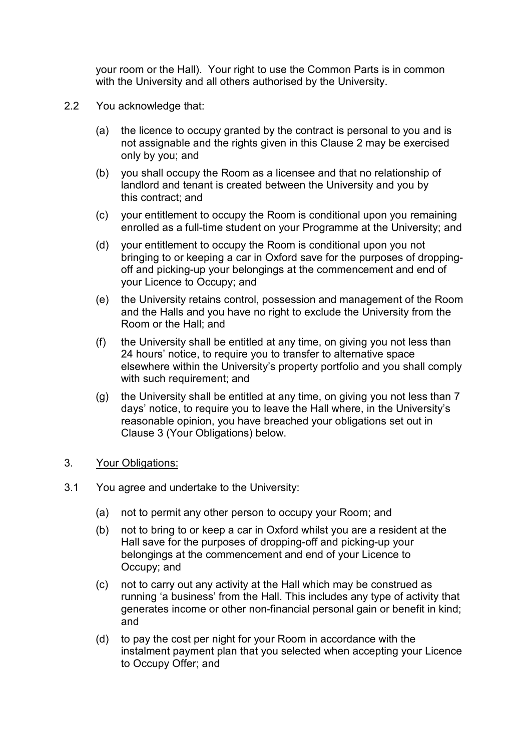your room or the Hall). Your right to use the Common Parts is in common with the University and all others authorised by the University.

2.2 You acknowledge that:

(a) the licence to occupy granted by the contract is personal to you and is not assignable and the rights given in this Clause 2 may be exercised only by you; and

(b) you shall occupy the Room as a licensee and that no relationship of landlord and tenant is created between the University and you by this contract; and

(c) your entitlement to occupy the Room is conditional upon you remaining enrolled as a full-time student on your Programme at the University; and

(d) your entitlement to occupy the Room is conditional upon you not bringing to or keeping a car in Oxford save for the purposes of dropping-off and picking-up your belongings at the commencement and end of your Licence to Occupy; and

(e) the University retains control, possession and management of the Room and the Halls and you have no right to exclude the University from the Room or the Hall; and

(f) the University shall be entitled at any time, on giving you not less than 24 hours' notice, to require you to transfer to alternative space elsewhere within the University's property portfolio and you shall comply with such requirement; and

(g) the University shall be entitled at any time, on giving you not less than 7 days' notice, to require you to leave the Hall where, in the University's reasonable opinion, you have breached your obligations set out in Clause 3 (Your Obligations) below.

3. <u>Your Obligations:</u>

3.1 You agree and undertake to the University:

(a) not to permit any other person to occupy your Room; and

(b) not to bring to or keep a car in Oxford whilst you are a resident at the Hall save for the purposes of dropping-off and picking-up your belongings at the commencement and end of your Licence to Occupy; and

(c) not to carry out any activity at the Hall which may be construed as running 'a business' from the Hall. This includes any type of activity that generates income or other non-financial personal gain or benefit in kind; and

(d) to pay the cost per night for your Room in accordance with the instalment payment plan that you selected when accepting your Licence to Occupy Offer; and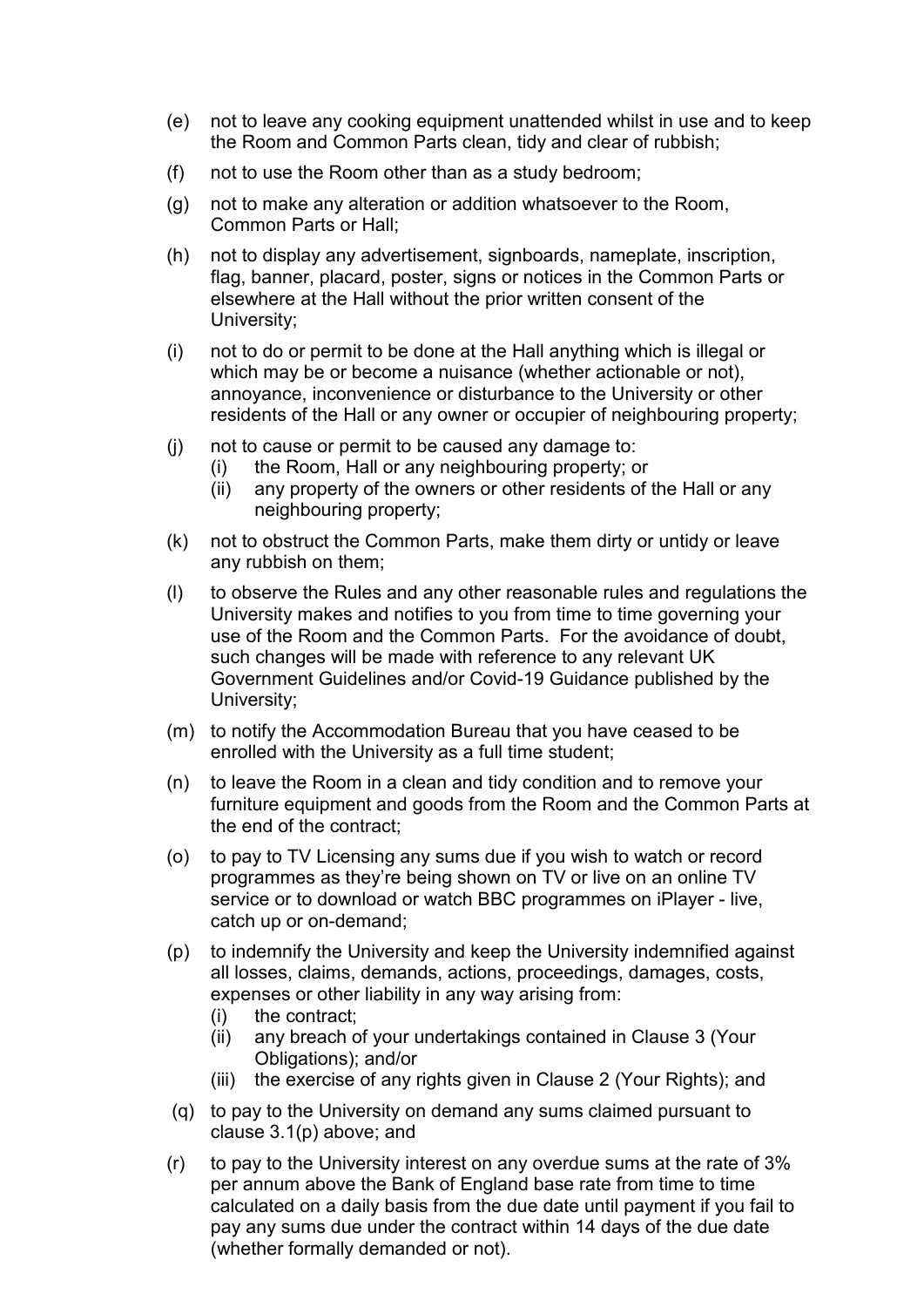(e) not to leave any cooking equipment unattended whilst in use and to keep the Room and Common Parts clean, tidy and clear of rubbish;

(f) not to use the Room other than as a study bedroom;

(g) not to make any alteration or addition whatsoever to the Room, Common Parts or Hall;

(h) not to display any advertisement, signboards, nameplate, inscription, flag, banner, placard, poster, signs or notices in the Common Parts or elsewhere at the Hall without the prior written consent of the University;

(i) not to do or permit to be done at the Hall anything which is illegal or which may be or become a nuisance (whether actionable or not), annoyance, inconvenience or disturbance to the University or other residents of the Hall or any owner or occupier of neighbouring property;

(j) not to cause or permit to be caused any damage to:
  - (i) the Room, Hall or any neighbouring property; or
  - (ii) any property of the owners or other residents of the Hall or any neighbouring property;

(k) not to obstruct the Common Parts, make them dirty or untidy or leave any rubbish on them;

(l) to observe the Rules and any other reasonable rules and regulations the University makes and notifies to you from time to time governing your use of the Room and the Common Parts. For the avoidance of doubt, such changes will be made with reference to any relevant UK Government Guidelines and/or Covid-19 Guidance published by the University;

(m) to notify the Accommodation Bureau that you have ceased to be enrolled with the University as a full time student;

(n) to leave the Room in a clean and tidy condition and to remove your furniture equipment and goods from the Room and the Common Parts at the end of the contract;

(o) to pay to TV Licensing any sums due if you wish to watch or record programmes as they're being shown on TV or live on an online TV service or to download or watch BBC programmes on iPlayer - live, catch up or on-demand;

(p) to indemnify the University and keep the University indemnified against all losses, claims, demands, actions, proceedings, damages, costs, expenses or other liability in any way arising from:
  - (i) the contract;
  - (ii) any breach of your undertakings contained in Clause 3 (Your Obligations); and/or
  - (iii) the exercise of any rights given in Clause 2 (Your Rights); and

(q) to pay to the University on demand any sums claimed pursuant to clause 3.1(p) above; and

(r) to pay to the University interest on any overdue sums at the rate of 3% per annum above the Bank of England base rate from time to time calculated on a daily basis from the due date until payment if you fail to pay any sums due under the contract within 14 days of the due date (whether formally demanded or not).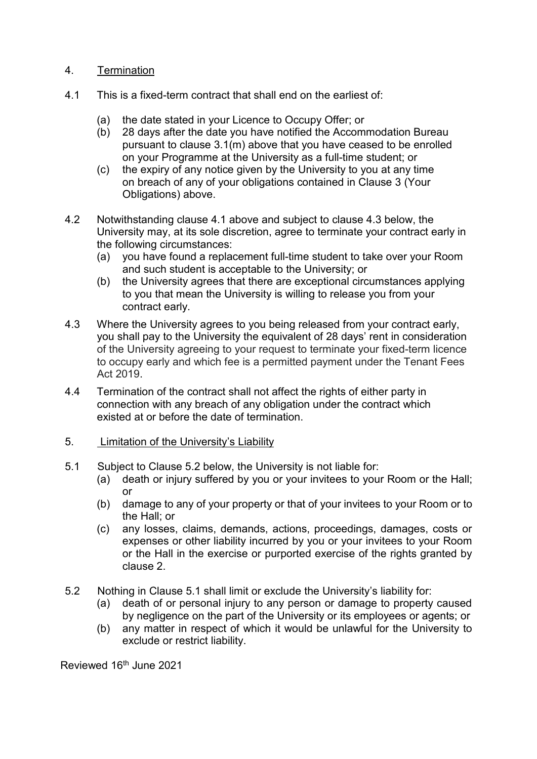## 4. Termination

4.1 This is a fixed-term contract that shall end on the earliest of:

(a) the date stated in your Licence to Occupy Offer; or
(b) 28 days after the date you have notified the Accommodation Bureau pursuant to clause 3.1(m) above that you have ceased to be enrolled on your Programme at the University as a full-time student; or
(c) the expiry of any notice given by the University to you at any time on breach of any of your obligations contained in Clause 3 (Your Obligations) above.

4.2 Notwithstanding clause 4.1 above and subject to clause 4.3 below, the University may, at its sole discretion, agree to terminate your contract early in the following circumstances:

(a) you have found a replacement full-time student to take over your Room and such student is acceptable to the University; or
(b) the University agrees that there are exceptional circumstances applying to you that mean the University is willing to release you from your contract early.

4.3 Where the University agrees to you being released from your contract early, you shall pay to the University the equivalent of 28 days' rent in consideration of the University agreeing to your request to terminate your fixed-term licence to occupy early and which fee is a permitted payment under the Tenant Fees Act 2019.

4.4 Termination of the contract shall not affect the rights of either party in connection with any breach of any obligation under the contract which existed at or before the date of termination.

## 5. Limitation of the University's Liability

5.1 Subject to Clause 5.2 below, the University is not liable for:

(a) death or injury suffered by you or your invitees to your Room or the Hall; or
(b) damage to any of your property or that of your invitees to your Room or to the Hall; or
(c) any losses, claims, demands, actions, proceedings, damages, costs or expenses or other liability incurred by you or your invitees to your Room or the Hall in the exercise or purported exercise of the rights granted by clause 2.

5.2 Nothing in Clause 5.1 shall limit or exclude the University's liability for:

(a) death of or personal injury to any person or damage to property caused by negligence on the part of the University or its employees or agents; or
(b) any matter in respect of which it would be unlawful for the University to exclude or restrict liability.

Reviewed 16th June 2021